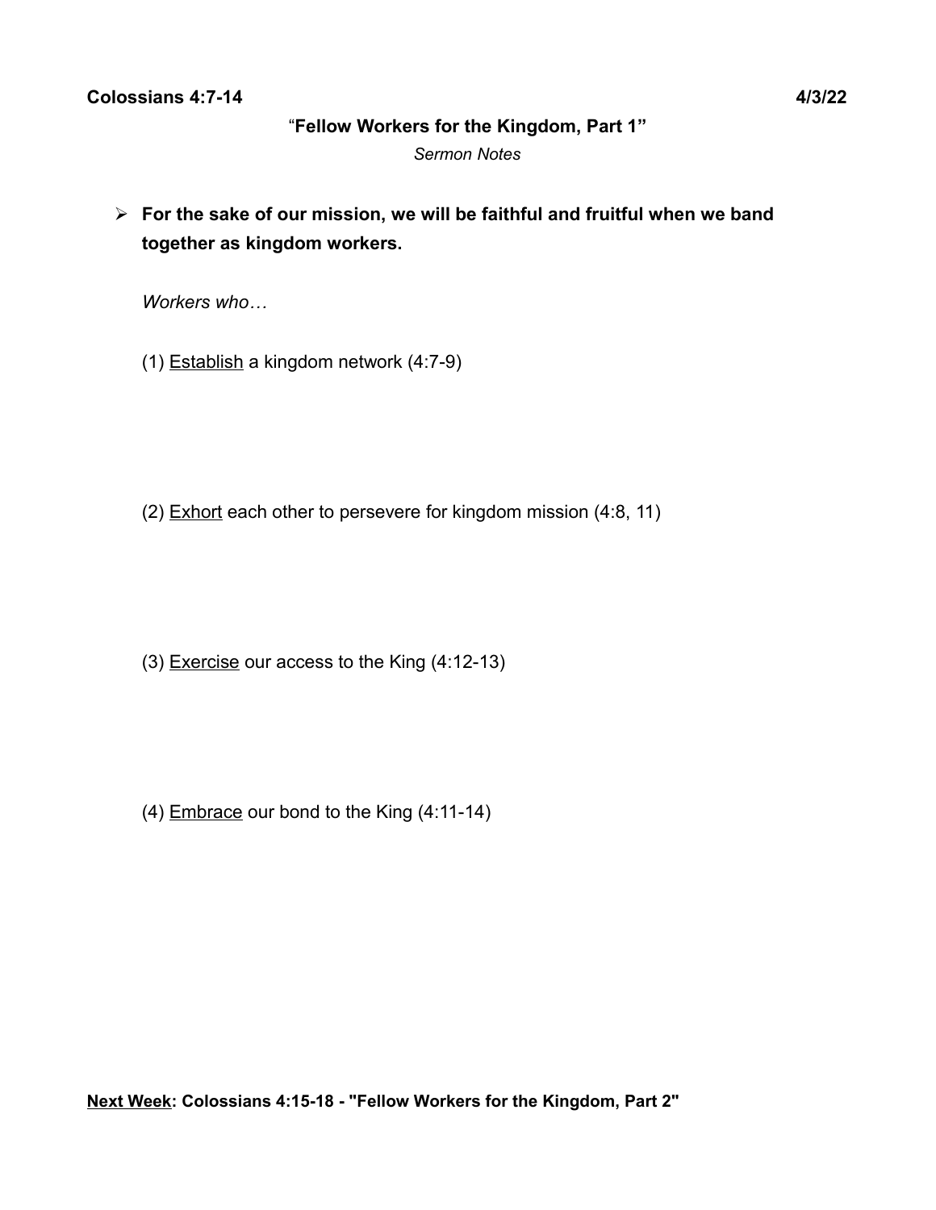**Colossians 4:7-14** **4/3/22**

# "Fellow Workers for the Kingdom, Part 1"

*Sermon Notes*

- **For the sake of our mission, we will be faithful and fruitful when we band together as kingdom workers.**

  *Workers who…*

  (1) <u>Establish</u> a kingdom network (4:7-9)

  (2) <u>Exhort</u> each other to persevere for kingdom mission (4:8, 11)

  (3) <u>Exercise</u> our access to the King (4:12-13)

  (4) <u>Embrace</u> our bond to the King (4:11-14)

**<u>Next Week</u>: Colossians 4:15-18 - "Fellow Workers for the Kingdom, Part 2"**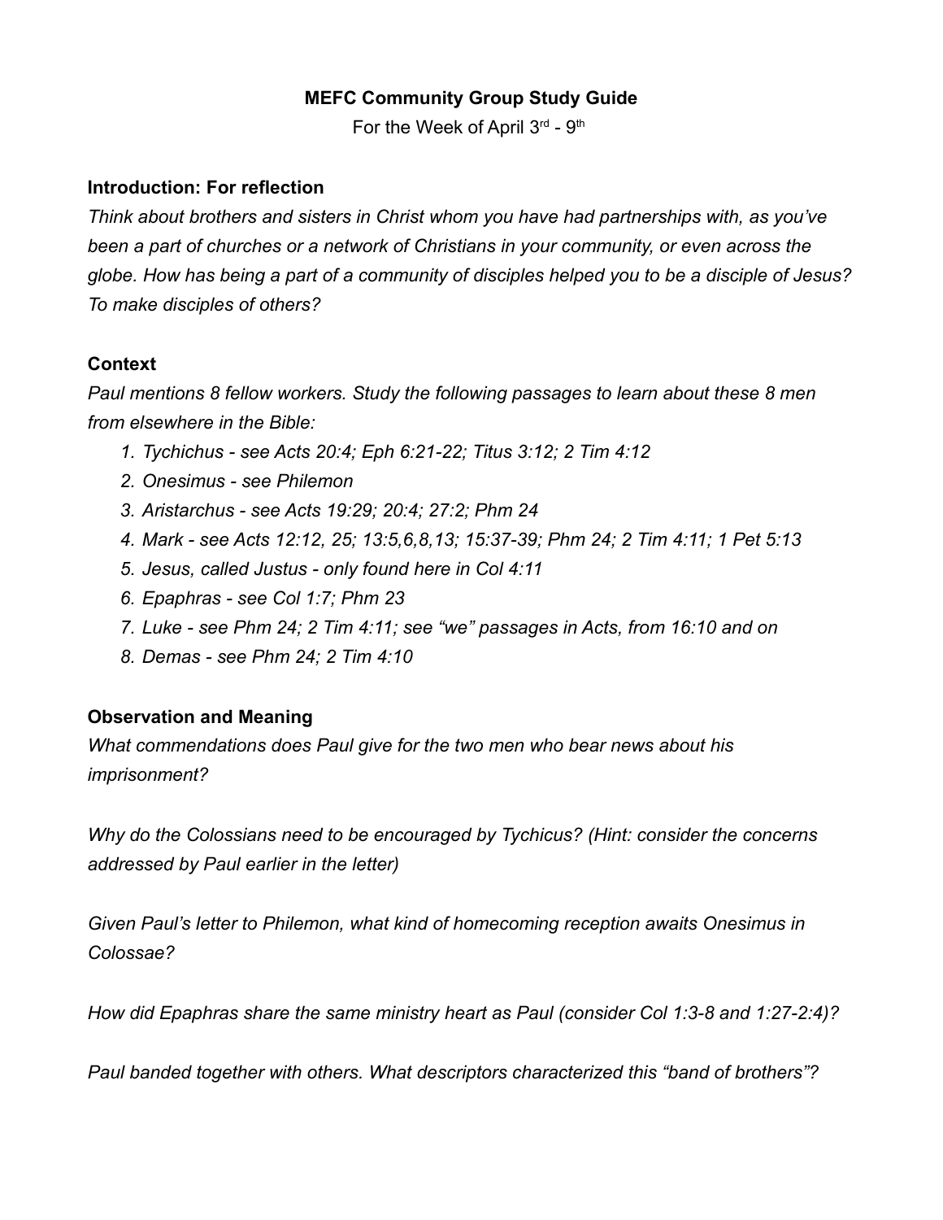**MEFC Community Group Study Guide**

For the Week of April 3rd - 9th

**Introduction: For reflection**

*Think about brothers and sisters in Christ whom you have had partnerships with, as you've been a part of churches or a network of Christians in your community, or even across the globe. How has being a part of a community of disciples helped you to be a disciple of Jesus? To make disciples of others?*

**Context**

*Paul mentions 8 fellow workers. Study the following passages to learn about these 8 men from elsewhere in the Bible:*

1. *Tychichus - see Acts 20:4; Eph 6:21-22; Titus 3:12; 2 Tim 4:12*
2. *Onesimus - see Philemon*
3. *Aristarchus - see Acts 19:29; 20:4; 27:2; Phm 24*
4. *Mark - see Acts 12:12, 25; 13:5,6,8,13; 15:37-39; Phm 24; 2 Tim 4:11; 1 Pet 5:13*
5. *Jesus, called Justus - only found here in Col 4:11*
6. *Epaphras - see Col 1:7; Phm 23*
7. *Luke - see Phm 24; 2 Tim 4:11; see "we" passages in Acts, from 16:10 and on*
8. *Demas - see Phm 24; 2 Tim 4:10*

**Observation and Meaning**

*What commendations does Paul give for the two men who bear news about his imprisonment?*

*Why do the Colossians need to be encouraged by Tychicus? (Hint: consider the concerns addressed by Paul earlier in the letter)*

*Given Paul's letter to Philemon, what kind of homecoming reception awaits Onesimus in Colossae?*

*How did Epaphras share the same ministry heart as Paul (consider Col 1:3-8 and 1:27-2:4)?*

*Paul banded together with others. What descriptors characterized this "band of brothers"?*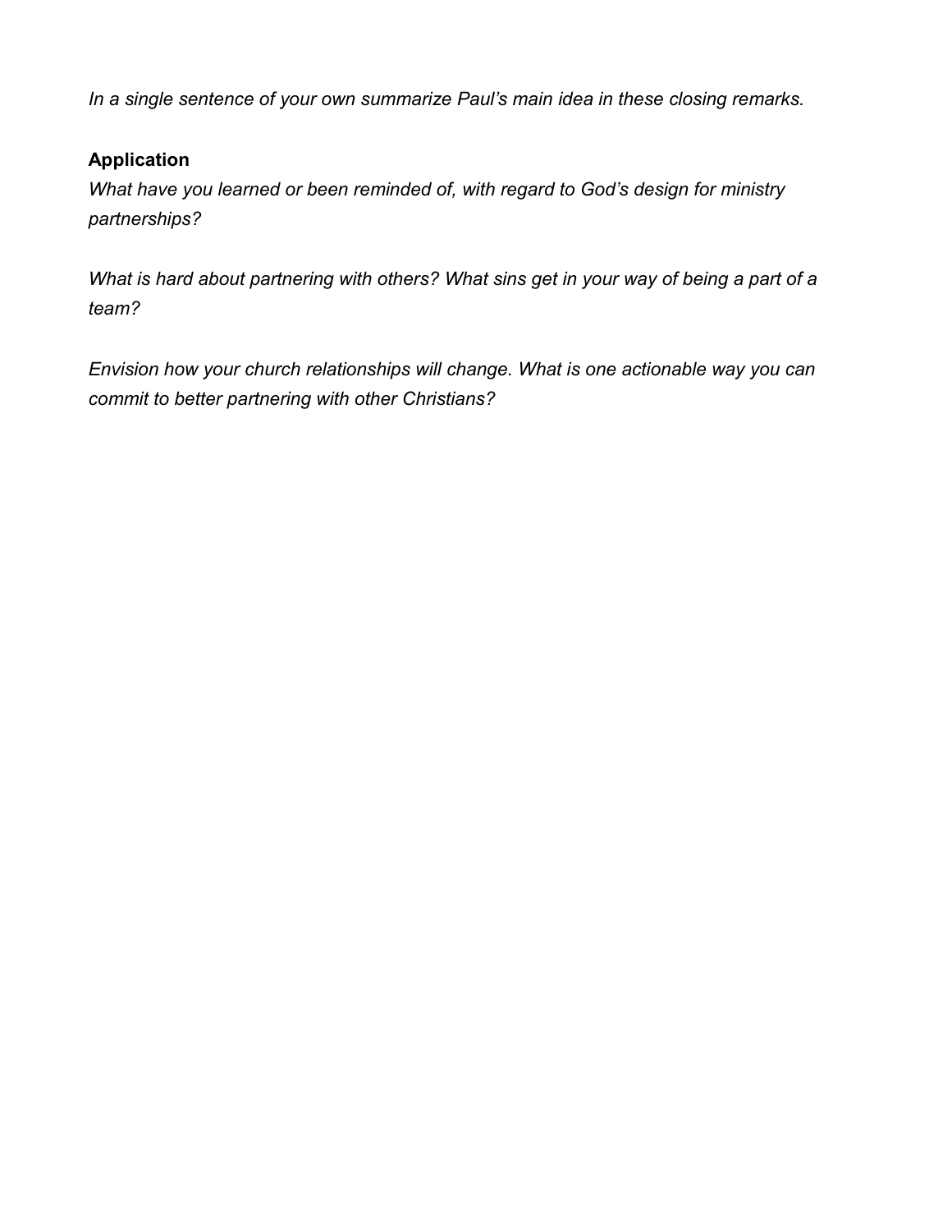*In a single sentence of your own summarize Paul's main idea in these closing remarks.*

**Application**

*What have you learned or been reminded of, with regard to God's design for ministry partnerships?*

*What is hard about partnering with others? What sins get in your way of being a part of a team?*

*Envision how your church relationships will change. What is one actionable way you can commit to better partnering with other Christians?*